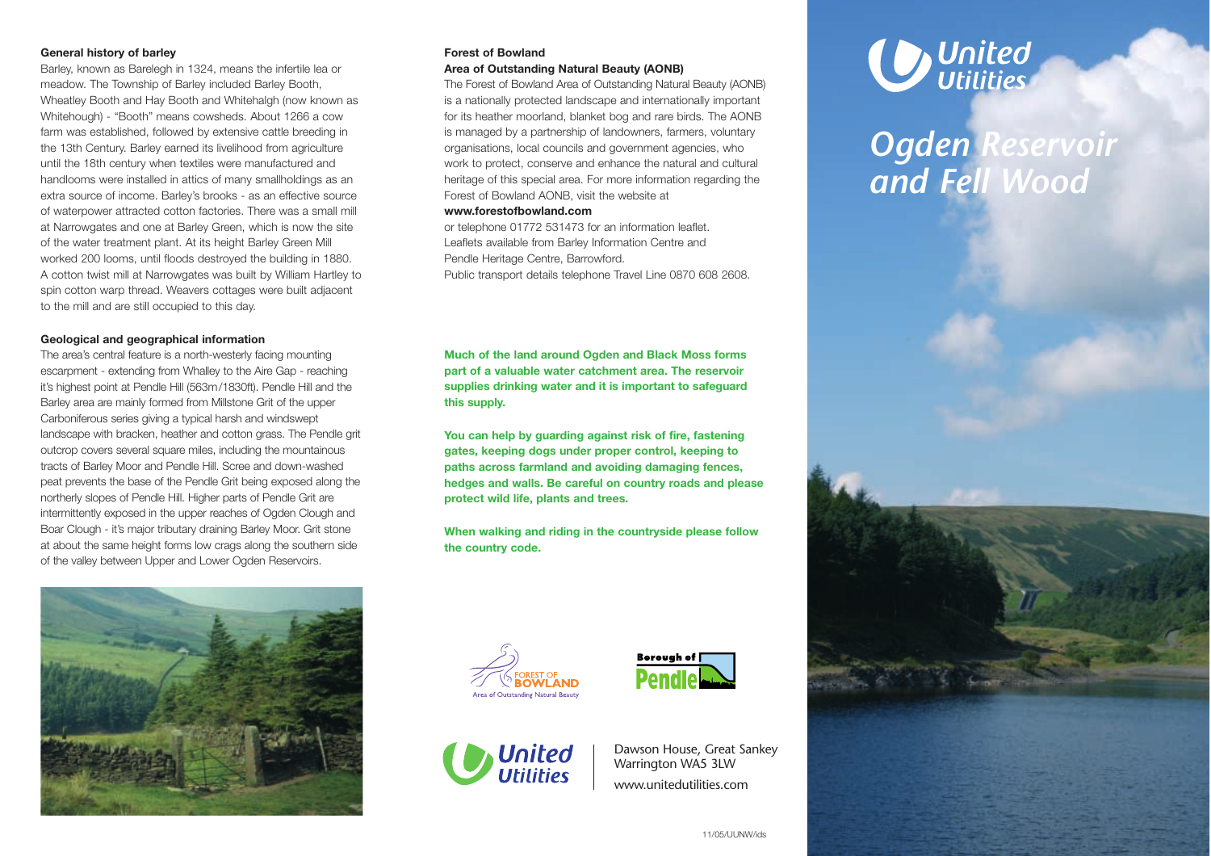# Ogden Reservoir and Fell Wood

United Utilities

### General history of barley

Barley, known as Barelegh in 1324, means the infertile lea or meadow. The Township of Barley included Barley Booth, Wheatley Booth and Hay Booth and Whitehalgh (now known as Whitehough) - "Booth" means cowsheds. About 1266 a cow farm was established, followed by extensive cattle breeding in the 13th Century. Barley earned its livelihood from agriculture until the 18th century when textiles were manufactured and handlooms were installed in attics of many smallholdings as an extra source of income. Barley's brooks - as an effective source of waterpower attracted cotton factories. There was a small mill at Narrowgates and one at Barley Green, which is now the site of the water treatment plant. At its height Barley Green Mill worked 200 looms, until floods destroyed the building in 1880. A cotton twist mill at Narrowgates was built by William Hartley to spin cotton warp thread. Weavers cottages were built adjacent to the mill and are still occupied to this day.

### Geological and geographical information

The area's central feature is a north-westerly facing mounting escarpment - extending from Whalley to the Aire Gap - reaching it's highest point at Pendle Hill (563m/1830ft). Pendle Hill and the Barley area are mainly formed from Millstone Grit of the upper Carboniferous series giving a typical harsh and windswept landscape with bracken, heather and cotton grass. The Pendle grit outcrop covers several square miles, including the mountainous tracts of Barley Moor and Pendle Hill. Scree and down-washed peat prevents the base of the Pendle Grit being exposed along the northerly slopes of Pendle Hill. Higher parts of Pendle Grit are intermittently exposed in the upper reaches of Ogden Clough and Boar Clough - it's major tributary draining Barley Moor. Grit stone at about the same height forms low crags along the southern side of the valley between Upper and Lower Ogden Reservoirs.

### Forest of Bowland
### Area of Outstanding Natural Beauty (AONB)

The Forest of Bowland Area of Outstanding Natural Beauty (AONB) is a nationally protected landscape and internationally important for its heather moorland, blanket bog and rare birds. The AONB is managed by a partnership of landowners, farmers, voluntary organisations, local councils and government agencies, who work to protect, conserve and enhance the natural and cultural heritage of this special area. For more information regarding the Forest of Bowland AONB, visit the website at

**www.forestofbowland.com**

or telephone 01772 531473 for an information leaflet.
Leaflets available from Barley Information Centre and Pendle Heritage Centre, Barrowford.
Public transport details telephone Travel Line 0870 608 2608.

**Much of the land around Ogden and Black Moss forms part of a valuable water catchment area. The reservoir supplies drinking water and it is important to safeguard this supply.**

**You can help by guarding against risk of fire, fastening gates, keeping dogs under proper control, keeping to paths across farmland and avoiding damaging fences, hedges and walls. Be careful on country roads and please protect wild life, plants and trees.**

**When walking and riding in the countryside please follow the country code.**

Forest of Bowland — Area of Outstanding Natural Beauty

Borough of Pendle

United Utilities

Dawson House, Great Sankey
Warrington WA5 3LW
www.unitedutilities.com

11/05/UUNW/ids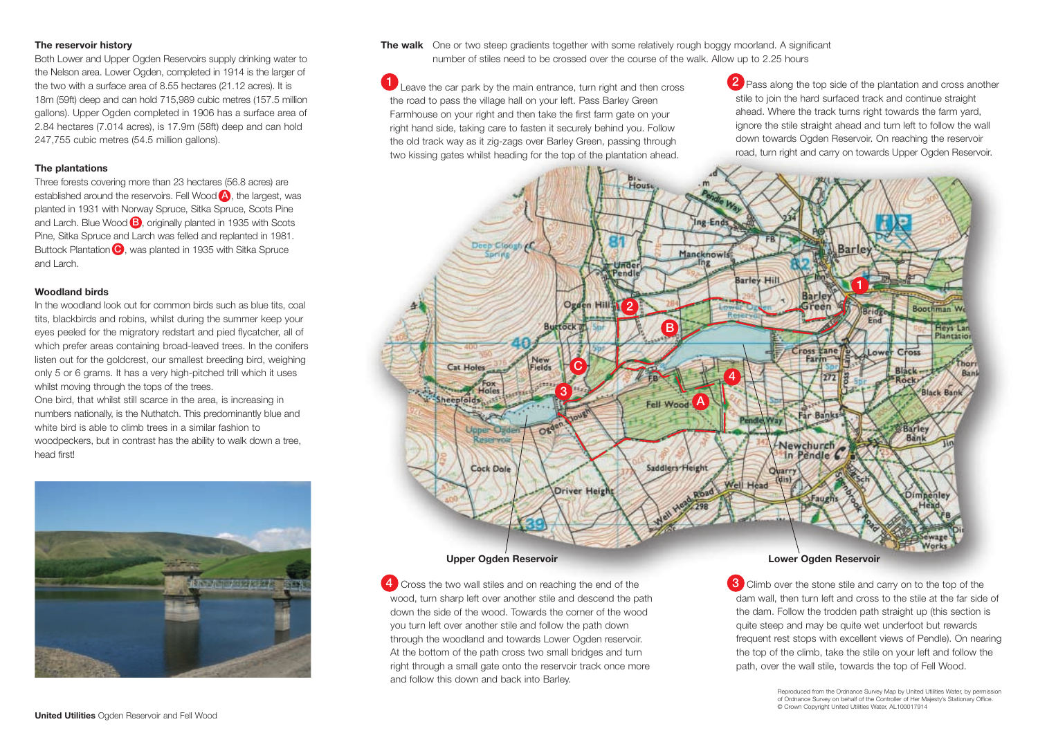### The reservoir history

Both Lower and Upper Ogden Reservoirs supply drinking water to the Nelson area. Lower Ogden, completed in 1914 is the larger of the two with a surface area of 8.55 hectares (21.12 acres). It is 18m (59ft) deep and can hold 715,989 cubic metres (157.5 million gallons). Upper Ogden completed in 1906 has a surface area of 2.84 hectares (7.014 acres), is 17.9m (58ft) deep and can hold 247,755 cubic metres (54.5 million gallons).

### The plantations

Three forests covering more than 23 hectares (56.8 acres) are established around the reservoirs. Fell Wood A, the largest, was planted in 1931 with Norway Spruce, Sitka Spruce, Scots Pine and Larch. Blue Wood B, originally planted in 1935 with Scots Pine, Sitka Spruce and Larch was felled and replanted in 1981. Buttock Plantation C, was planted in 1935 with Sitka Spruce and Larch.

### Woodland birds

In the woodland look out for common birds such as blue tits, coal tits, blackbirds and robins, whilst during the summer keep your eyes peeled for the migratory redstart and pied flycatcher, all of which prefer areas containing broad-leaved trees. In the conifers listen out for the goldcrest, our smallest breeding bird, weighing only 5 or 6 grams. It has a very high-pitched trill which it uses whilst moving through the tops of the trees.

One bird, that whilst still scarce in the area, is increasing in numbers nationally, is the Nuthatch. This predominantly blue and white bird is able to climb trees in a similar fashion to woodpeckers, but in contrast has the ability to walk down a tree, head first!

**The walk** One or two steep gradients together with some relatively rough boggy moorland. A significant number of stiles need to be crossed over the course of the walk. Allow up to 2.25 hours

1 Leave the car park by the main entrance, turn right and then cross the road to pass the village hall on your left. Pass Barley Green Farmhouse on your right and then take the first farm gate on your right hand side, taking care to fasten it securely behind you. Follow the old track way as it zig-zags over Barley Green, passing through two kissing gates whilst heading for the top of the plantation ahead.

2 Pass along the top side of the plantation and cross another stile to join the hard surfaced track and continue straight ahead. Where the track turns right towards the farm yard, ignore the stile straight ahead and turn left to follow the wall down towards Ogden Reservoir. On reaching the reservoir road, turn right and carry on towards Upper Ogden Reservoir.

Upper Ogden Reservoir

Lower Ogden Reservoir

4 Cross the two wall stiles and on reaching the end of the wood, turn sharp left over another stile and descend the path down the side of the wood. Towards the corner of the wood you turn left over another stile and follow the path down through the woodland and towards Lower Ogden reservoir. At the bottom of the path cross two small bridges and turn right through a small gate onto the reservoir track once more and follow this down and back into Barley.

3 Climb over the stone stile and carry on to the top of the dam wall, then turn left and cross to the stile at the far side of the dam. Follow the trodden path straight up (this section is quite steep and may be quite wet underfoot but rewards frequent rest stops with excellent views of Pendle). On nearing the top of the climb, take the stile on your left and follow the path, over the wall stile, towards the top of Fell Wood.

Reproduced from the Ordnance Survey Map by United Utilities Water, by permission of Ordnance Survey on behalf of the Controller of Her Majesty's Stationary Office. © Crown Copyright United Utilities Water, AL100017914